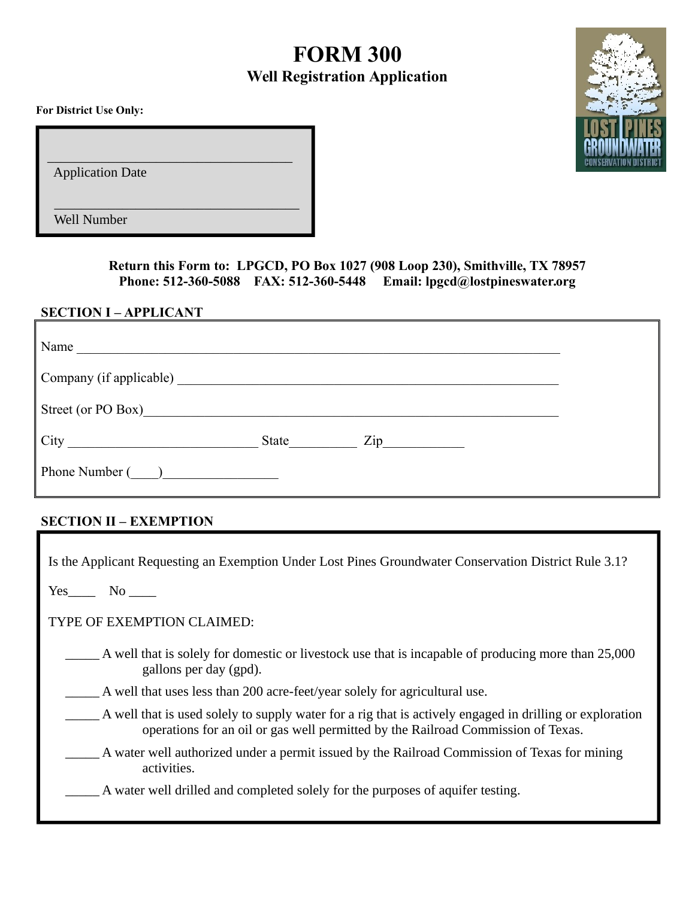# FORM 300

## Well Registration Application

**For District Use Only:**

\_\_\_\_\_\_\_\_\_\_\_\_\_\_\_\_\_\_\_\_\_\_\_\_\_\_\_\_\_\_\_\_\_\_
Application Date

\_\_\_\_\_\_\_\_\_\_\_\_\_\_\_\_\_\_\_\_\_\_\_\_\_\_\_\_\_\_\_\_\_\_
Well Number

**Return this Form to: LPGCD, PO Box 1027 (908 Loop 230), Smithville, TX 78957**
**Phone: 512-360-5088 FAX: 512-360-5448 Email: lpgcd@lostpineswater.org**

### SECTION I – APPLICANT

Name \_\_\_\_\_\_\_\_\_\_\_\_\_\_\_\_\_\_\_\_\_\_\_\_\_\_\_\_\_\_\_\_\_\_\_\_\_\_\_\_\_\_\_\_\_\_\_\_\_\_\_\_\_\_\_\_\_\_\_\_

Company (if applicable) \_\_\_\_\_\_\_\_\_\_\_\_\_\_\_\_\_\_\_\_\_\_\_\_\_\_\_\_\_\_\_\_\_\_\_\_\_\_\_\_\_\_\_\_\_\_\_\_

Street (or PO Box)\_\_\_\_\_\_\_\_\_\_\_\_\_\_\_\_\_\_\_\_\_\_\_\_\_\_\_\_\_\_\_\_\_\_\_\_\_\_\_\_\_\_\_\_\_\_\_\_\_\_\_\_

City \_\_\_\_\_\_\_\_\_\_\_\_\_\_\_\_\_\_\_\_\_\_\_\_\_\_ State\_\_\_\_\_\_\_\_\_ Zip\_\_\_\_\_\_\_\_\_\_\_

Phone Number (\_\_\_\_)\_\_\_\_\_\_\_\_\_\_\_\_\_\_\_\_

### SECTION II – EXEMPTION

Is the Applicant Requesting an Exemption Under Lost Pines Groundwater Conservation District Rule 3.1?

Yes\_\_\_\_ No \_\_\_\_

TYPE OF EXEMPTION CLAIMED:

\_\_\_\_\_ A well that is solely for domestic or livestock use that is incapable of producing more than 25,000 gallons per day (gpd).

\_\_\_\_\_ A well that uses less than 200 acre-feet/year solely for agricultural use.

\_\_\_\_\_ A well that is used solely to supply water for a rig that is actively engaged in drilling or exploration operations for an oil or gas well permitted by the Railroad Commission of Texas.

\_\_\_\_\_ A water well authorized under a permit issued by the Railroad Commission of Texas for mining activities.

\_\_\_\_\_ A water well drilled and completed solely for the purposes of aquifer testing.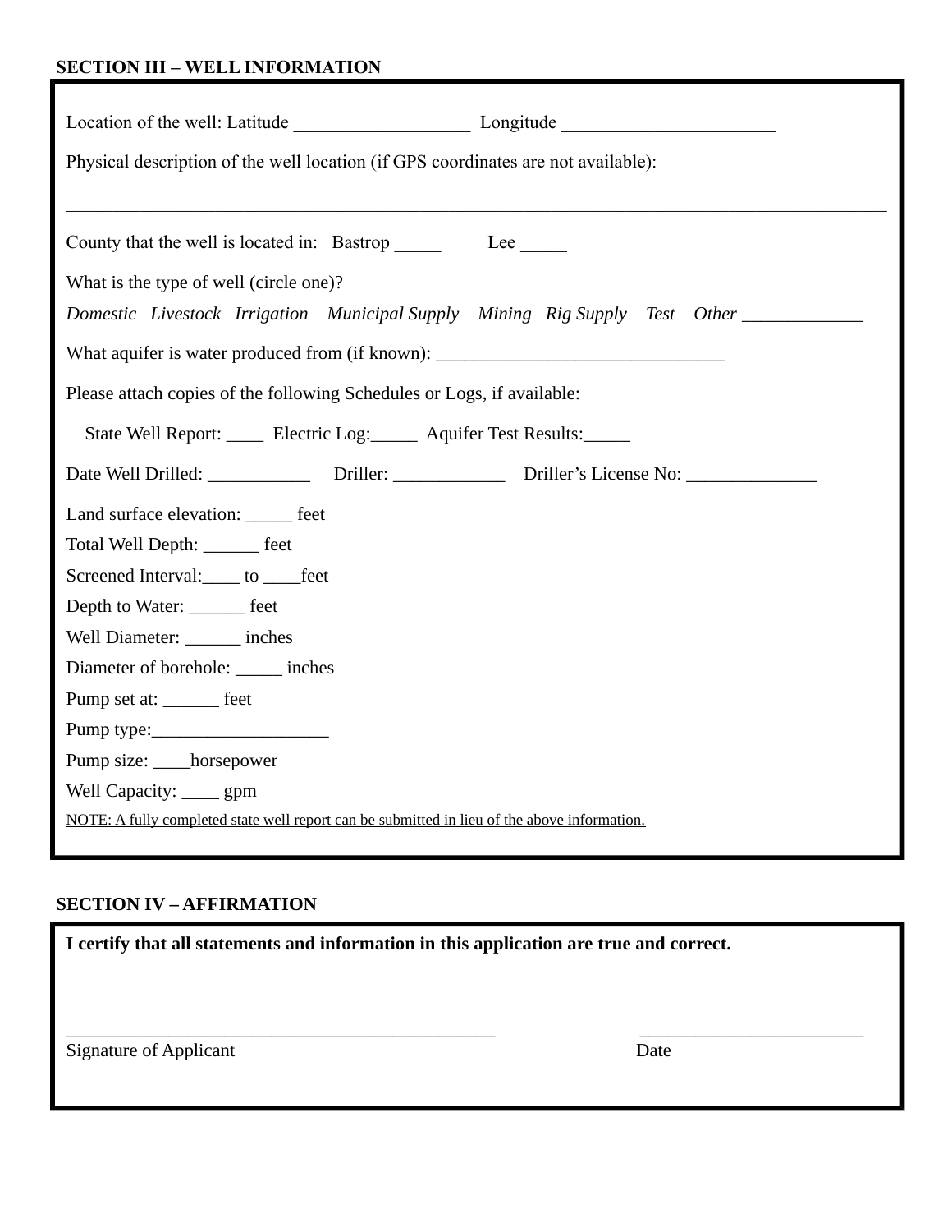## SECTION III – WELL INFORMATION

Location of the well: Latitude ___________________ Longitude _______________________

Physical description of the well location (if GPS coordinates are not available):

_______________________________________________________________________________________

County that the well is located in: Bastrop _____ Lee _____

What is the type of well (circle one)?

*Domestic Livestock Irrigation Municipal Supply Mining Rig Supply Test Other* _____________

What aquifer is water produced from (if known): _______________________________

Please attach copies of the following Schedules or Logs, if available:

State Well Report: ____ Electric Log:_____ Aquifer Test Results:_____

Date Well Drilled: ___________ Driller: ____________ Driller's License No: ______________

Land surface elevation: _____ feet

Total Well Depth: ______ feet

Screened Interval:____ to ____feet

Depth to Water: ______ feet

Well Diameter: ______ inches

Diameter of borehole: _____ inches

Pump set at: ______ feet

Pump type:___________________

Pump size: ____horsepower

Well Capacity: ____ gpm

NOTE: A fully completed state well report can be submitted in lieu of the above information.

## SECTION IV – AFFIRMATION

**I certify that all statements and information in this application are true and correct.**

_______________________________________________ ________________________

Signature of Applicant Date